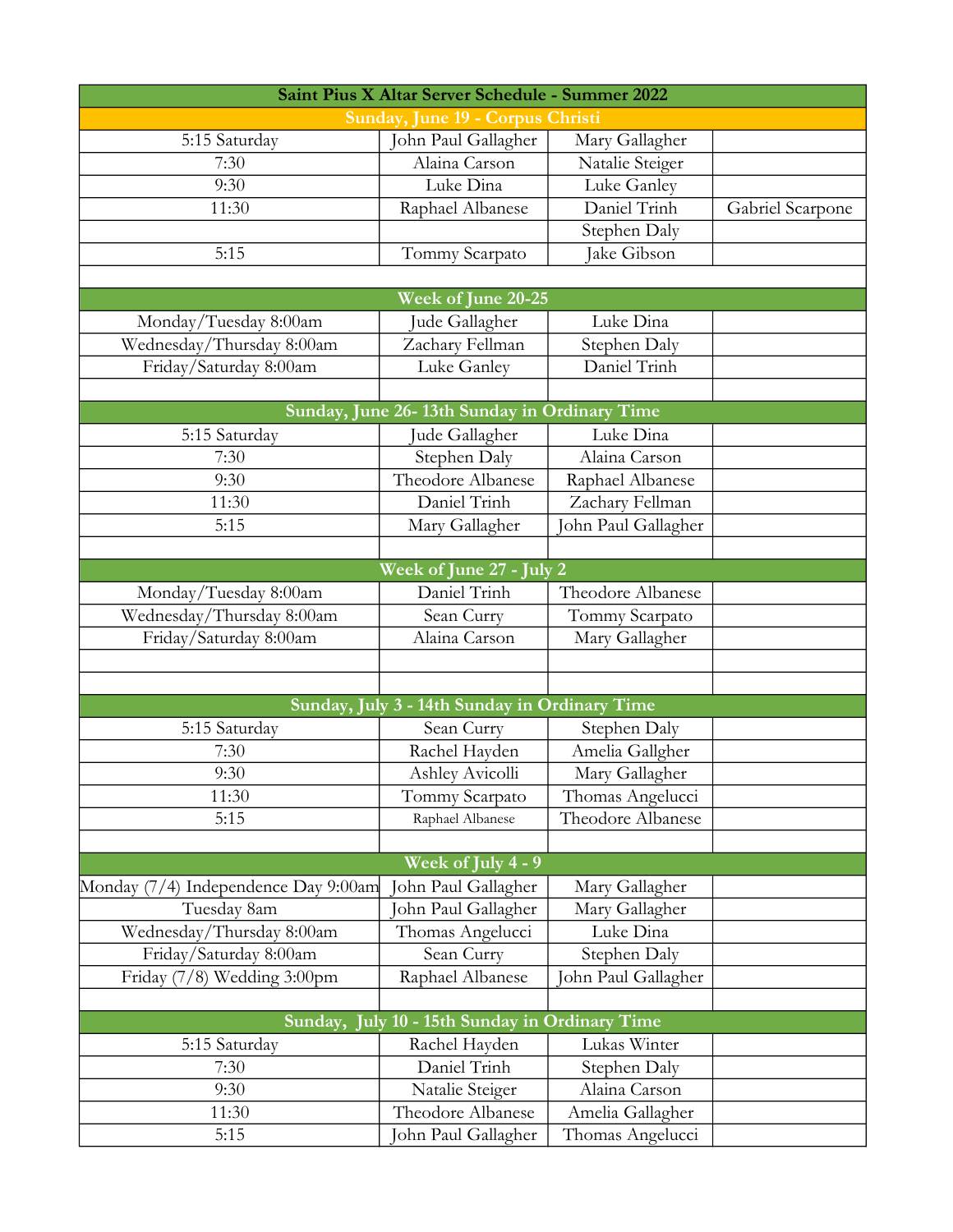| Saint Pius X Altar Server Schedule - Summer 2022 | | | |
|---|---|---|---|
| **Sunday, June 19 - Corpus Christi** | | | |
| 5:15 Saturday | John Paul Gallagher | Mary Gallagher | |
| 7:30 | Alaina Carson | Natalie Steiger | |
| 9:30 | Luke Dina | Luke Ganley | |
| 11:30 | Raphael Albanese | Daniel Trinh | Gabriel Scarpone |
| | | Stephen Daly | |
| 5:15 | Tommy Scarpato | Jake Gibson | |
| | | | |
| **Week of June 20-25** | | | |
| Monday/Tuesday 8:00am | Jude Gallagher | Luke Dina | |
| Wednesday/Thursday 8:00am | Zachary Fellman | Stephen Daly | |
| Friday/Saturday 8:00am | Luke Ganley | Daniel Trinh | |
| | | | |
| **Sunday, June 26- 13th Sunday in Ordinary Time** | | | |
| 5:15 Saturday | Jude Gallagher | Luke Dina | |
| 7:30 | Stephen Daly | Alaina Carson | |
| 9:30 | Theodore Albanese | Raphael Albanese | |
| 11:30 | Daniel Trinh | Zachary Fellman | |
| 5:15 | Mary Gallagher | John Paul Gallagher | |
| | | | |
| **Week of June 27 - July 2** | | | |
| Monday/Tuesday 8:00am | Daniel Trinh | Theodore Albanese | |
| Wednesday/Thursday 8:00am | Sean Curry | Tommy Scarpato | |
| Friday/Saturday 8:00am | Alaina Carson | Mary Gallagher | |
| | | | |
| | | | |
| **Sunday, July 3 - 14th Sunday in Ordinary Time** | | | |
| 5:15 Saturday | Sean Curry | Stephen Daly | |
| 7:30 | Rachel Hayden | Amelia Gallgher | |
| 9:30 | Ashley Avicolli | Mary Gallagher | |
| 11:30 | Tommy Scarpato | Thomas Angelucci | |
| 5:15 | Raphael Albanese | Theodore Albanese | |
| | | | |
| **Week of July 4 - 9** | | | |
| Monday (7/4) Independence Day 9:00am | John Paul Gallagher | Mary Gallagher | |
| Tuesday 8am | John Paul Gallagher | Mary Gallagher | |
| Wednesday/Thursday 8:00am | Thomas Angelucci | Luke Dina | |
| Friday/Saturday 8:00am | Sean Curry | Stephen Daly | |
| Friday (7/8) Wedding 3:00pm | Raphael Albanese | John Paul Gallagher | |
| | | | |
| **Sunday, July 10 - 15th Sunday in Ordinary Time** | | | |
| 5:15 Saturday | Rachel Hayden | Lukas Winter | |
| 7:30 | Daniel Trinh | Stephen Daly | |
| 9:30 | Natalie Steiger | Alaina Carson | |
| 11:30 | Theodore Albanese | Amelia Gallagher | |
| 5:15 | John Paul Gallagher | Thomas Angelucci | |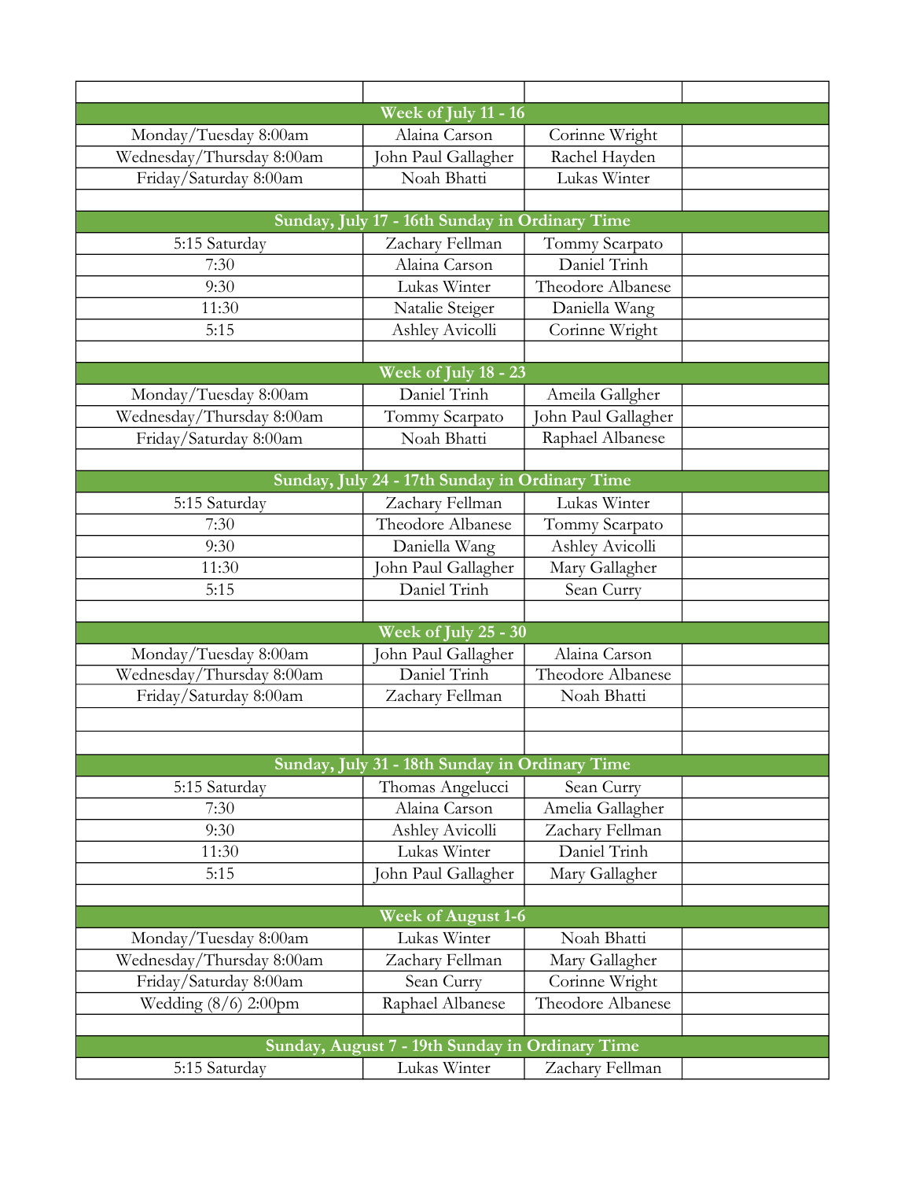| | | | |
|---|---|---|---|
| **Week of July 11 - 16** | | | |
| Monday/Tuesday 8:00am | Alaina Carson | Corinne Wright | |
| Wednesday/Thursday 8:00am | John Paul Gallagher | Rachel Hayden | |
| Friday/Saturday 8:00am | Noah Bhatti | Lukas Winter | |
| | | | |
| **Sunday, July 17 - 16th Sunday in Ordinary Time** | | | |
| 5:15 Saturday | Zachary Fellman | Tommy Scarpato | |
| 7:30 | Alaina Carson | Daniel Trinh | |
| 9:30 | Lukas Winter | Theodore Albanese | |
| 11:30 | Natalie Steiger | Daniella Wang | |
| 5:15 | Ashley Avicolli | Corinne Wright | |
| | | | |
| **Week of July 18 - 23** | | | |
| Monday/Tuesday 8:00am | Daniel Trinh | Ameila Gallgher | |
| Wednesday/Thursday 8:00am | Tommy Scarpato | John Paul Gallagher | |
| Friday/Saturday 8:00am | Noah Bhatti | Raphael Albanese | |
| | | | |
| **Sunday, July 24 - 17th Sunday in Ordinary Time** | | | |
| 5:15 Saturday | Zachary Fellman | Lukas Winter | |
| 7:30 | Theodore Albanese | Tommy Scarpato | |
| 9:30 | Daniella Wang | Ashley Avicolli | |
| 11:30 | John Paul Gallagher | Mary Gallagher | |
| 5:15 | Daniel Trinh | Sean Curry | |
| | | | |
| **Week of July 25 - 30** | | | |
| Monday/Tuesday 8:00am | John Paul Gallagher | Alaina Carson | |
| Wednesday/Thursday 8:00am | Daniel Trinh | Theodore Albanese | |
| Friday/Saturday 8:00am | Zachary Fellman | Noah Bhatti | |
| | | | |
| | | | |
| **Sunday, July 31 - 18th Sunday in Ordinary Time** | | | |
| 5:15 Saturday | Thomas Angelucci | Sean Curry | |
| 7:30 | Alaina Carson | Amelia Gallagher | |
| 9:30 | Ashley Avicolli | Zachary Fellman | |
| 11:30 | Lukas Winter | Daniel Trinh | |
| 5:15 | John Paul Gallagher | Mary Gallagher | |
| | | | |
| **Week of August 1-6** | | | |
| Monday/Tuesday 8:00am | Lukas Winter | Noah Bhatti | |
| Wednesday/Thursday 8:00am | Zachary Fellman | Mary Gallagher | |
| Friday/Saturday 8:00am | Sean Curry | Corinne Wright | |
| Wedding (8/6) 2:00pm | Raphael Albanese | Theodore Albanese | |
| | | | |
| **Sunday, August 7 - 19th Sunday in Ordinary Time** | | | |
| 5:15 Saturday | Lukas Winter | Zachary Fellman | |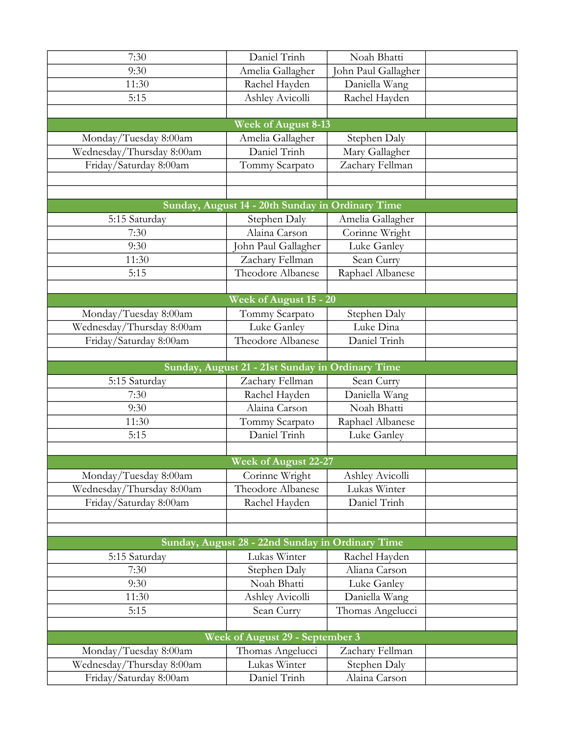| | | | |
|---|---|---|---|
| 7:30 | Daniel Trinh | Noah Bhatti | |
| 9:30 | Amelia Gallagher | John Paul Gallagher | |
| 11:30 | Rachel Hayden | Daniella Wang | |
| 5:15 | Ashley Avicolli | Rachel Hayden | |
| | | | |
| **Week of August 8-13** | | | |
| Monday/Tuesday 8:00am | Amelia Gallagher | Stephen Daly | |
| Wednesday/Thursday 8:00am | Daniel Trinh | Mary Gallagher | |
| Friday/Saturday 8:00am | Tommy Scarpato | Zachary Fellman | |
| | | | |
| | | | |
| **Sunday, August 14 - 20th Sunday in Ordinary Time** | | | |
| 5:15 Saturday | Stephen Daly | Amelia Gallagher | |
| 7:30 | Alaina Carson | Corinne Wright | |
| 9:30 | John Paul Gallagher | Luke Ganley | |
| 11:30 | Zachary Fellman | Sean Curry | |
| 5:15 | Theodore Albanese | Raphael Albanese | |
| | | | |
| **Week of August 15 - 20** | | | |
| Monday/Tuesday 8:00am | Tommy Scarpato | Stephen Daly | |
| Wednesday/Thursday 8:00am | Luke Ganley | Luke Dina | |
| Friday/Saturday 8:00am | Theodore Albanese | Daniel Trinh | |
| | | | |
| **Sunday, August 21 - 21st Sunday in Ordinary Time** | | | |
| 5:15 Saturday | Zachary Fellman | Sean Curry | |
| 7:30 | Rachel Hayden | Daniella Wang | |
| 9:30 | Alaina Carson | Noah Bhatti | |
| 11:30 | Tommy Scarpato | Raphael Albanese | |
| 5:15 | Daniel Trinh | Luke Ganley | |
| | | | |
| **Week of August 22-27** | | | |
| Monday/Tuesday 8:00am | Corinne Wright | Ashley Avicolli | |
| Wednesday/Thursday 8:00am | Theodore Albanese | Lukas Winter | |
| Friday/Saturday 8:00am | Rachel Hayden | Daniel Trinh | |
| | | | |
| | | | |
| **Sunday, August 28 - 22nd Sunday in Ordinary Time** | | | |
| 5:15 Saturday | Lukas Winter | Rachel Hayden | |
| 7:30 | Stephen Daly | Aliana Carson | |
| 9:30 | Noah Bhatti | Luke Ganley | |
| 11:30 | Ashley Avicolli | Daniella Wang | |
| 5:15 | Sean Curry | Thomas Angelucci | |
| | | | |
| **Week of August 29 - September 3** | | | |
| Monday/Tuesday 8:00am | Thomas Angelucci | Zachary Fellman | |
| Wednesday/Thursday 8:00am | Lukas Winter | Stephen Daly | |
| Friday/Saturday 8:00am | Daniel Trinh | Alaina Carson | |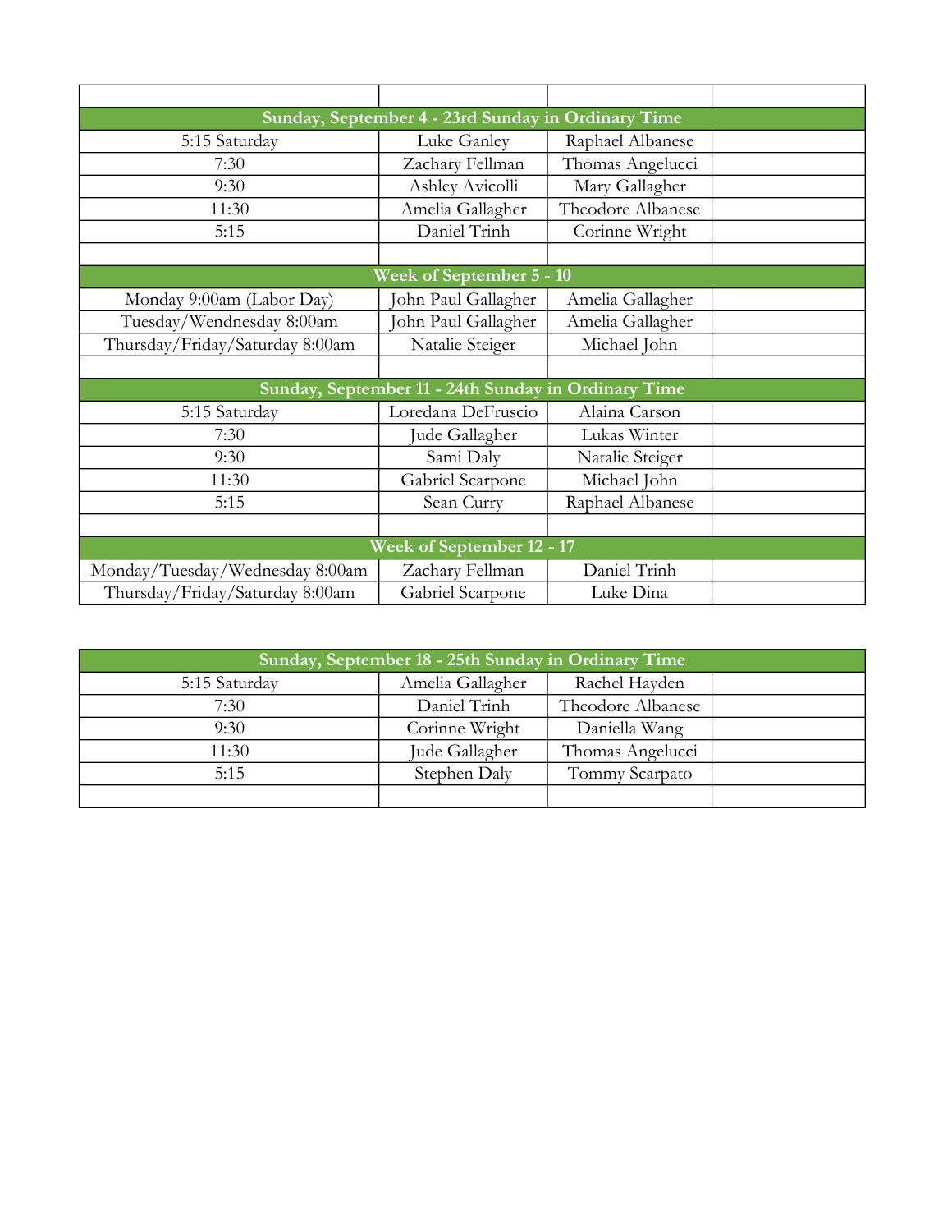| | | | |
|---|---|---|---|
| | | | |
| **Sunday, September 4 - 23rd Sunday in Ordinary Time** | | | |
| 5:15 Saturday | Luke Ganley | Raphael Albanese | |
| 7:30 | Zachary Fellman | Thomas Angelucci | |
| 9:30 | Ashley Avicolli | Mary Gallagher | |
| 11:30 | Amelia Gallagher | Theodore Albanese | |
| 5:15 | Daniel Trinh | Corinne Wright | |
| | | | |
| **Week of September 5 - 10** | | | |
| Monday 9:00am (Labor Day) | John Paul Gallagher | Amelia Gallagher | |
| Tuesday/Wendnesday 8:00am | John Paul Gallagher | Amelia Gallagher | |
| Thursday/Friday/Saturday 8:00am | Natalie Steiger | Michael John | |
| | | | |
| **Sunday, September 11 - 24th Sunday in Ordinary Time** | | | |
| 5:15 Saturday | Loredana DeFruscio | Alaina Carson | |
| 7:30 | Jude Gallagher | Lukas Winter | |
| 9:30 | Sami Daly | Natalie Steiger | |
| 11:30 | Gabriel Scarpone | Michael John | |
| 5:15 | Sean Curry | Raphael Albanese | |
| | | | |
| **Week of September 12 - 17** | | | |
| Monday/Tuesday/Wednesday 8:00am | Zachary Fellman | Daniel Trinh | |
| Thursday/Friday/Saturday 8:00am | Gabriel Scarpone | Luke Dina | |

| | | | |
|---|---|---|---|
| **Sunday, September 18 - 25th Sunday in Ordinary Time** | | | |
| 5:15 Saturday | Amelia Gallagher | Rachel Hayden | |
| 7:30 | Daniel Trinh | Theodore Albanese | |
| 9:30 | Corinne Wright | Daniella Wang | |
| 11:30 | Jude Gallagher | Thomas Angelucci | |
| 5:15 | Stephen Daly | Tommy Scarpato | |
| | | | |